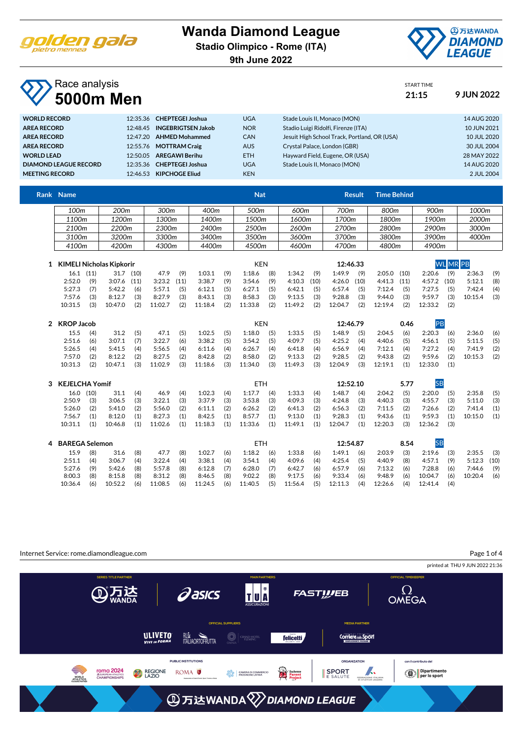# Wanda Diamond League

**Stadio Olimpico - Rome (ITA)**

**9th June 2022**

## Race analysis

# 5000m Men

START TIME **21:15** **9 JUN 2022**

| | | | | | |
|---|---|---|---|---|---|
| **WORLD RECORD** | 12:35.36 | **CHEPTEGEI Joshua** | UGA | Stade Louis II, Monaco (MON) | 14 AUG 2020 |
| **AREA RECORD** | 12:48.45 | **INGEBRIGTSEN Jakob** | NOR | Stadio Luigi Ridolfi, Firenze (ITA) | 10 JUN 2021 |
| **AREA RECORD** | 12:47.20 | **AHMED Mohammed** | CAN | Jesuit High School Track, Portland, OR (USA) | 10 JUL 2020 |
| **AREA RECORD** | 12:55.76 | **MOTTRAM Craig** | AUS | Crystal Palace, London (GBR) | 30 JUL 2004 |
| **WORLD LEAD** | 12:50.05 | **AREGAWI Berihu** | ETH | Hayward Field, Eugene, OR (USA) | 28 MAY 2022 |
| **DIAMOND LEAGUE RECORD** | 12:35.36 | **CHEPTEGEI Joshua** | UGA | Stade Louis II, Monaco (MON) | 14 AUG 2020 |
| **MEETING RECORD** | 12:46.53 | **KIPCHOGE Eliud** | KEN | | 2 JUL 2004 |

| Rank | Name | Nat | Result | Time Behind | |
|---|---|---|---|---|---|
| 1 | **KIMELI Nicholas Kipkorir** | KEN | **12:46.33** | | WL MR PB |
| 2 | **KROP Jacob** | KEN | **12:46.79** | 0.46 | PB |
| 3 | **KEJELCHA Yomif** | ETH | **12:52.10** | 5.77 | SB |
| 4 | **BAREGA Selemon** | ETH | **12:54.87** | 8.54 | SB |

### Splits (time and position)

| Split | 1 KIMELI | 2 KROP | 3 KEJELCHA | 4 BAREGA |
|---|---|---|---|---|
| 100m | 16.1 (11) | 15.5 (4) | 16.0 (10) | 15.9 (8) |
| 200m | 31.7 (10) | 31.2 (5) | 31.1 (4) | 31.6 (8) |
| 300m | 47.9 (9) | 47.1 (5) | 46.9 (4) | 47.7 (8) |
| 400m | 1:03.1 (9) | 1:02.5 (5) | 1:02.3 (4) | 1:02.7 (6) |
| 500m | 1:18.6 (8) | 1:18.0 (5) | 1:17.7 (4) | 1:18.2 (6) |
| 600m | 1:34.2 (9) | 1:33.5 (5) | 1:33.3 (4) | 1:33.8 (6) |
| 700m | 1:49.9 (9) | 1:48.9 (5) | 1:48.7 (4) | 1:49.1 (6) |
| 800m | 2:05.0 (10) | 2:04.5 (6) | 2:04.2 (5) | 2:03.9 (3) |
| 900m | 2:20.6 (9) | 2:20.3 (6) | 2:20.0 (5) | 2:19.6 (3) |
| 1000m | 2:36.3 (9) | 2:36.0 (6) | 2:35.8 (5) | 2:35.5 (3) |
| 1100m | 2:52.0 (9) | 2:51.6 (6) | 2:50.9 (3) | 2:51.1 (4) |
| 1200m | 3:07.6 (11) | 3:07.1 (7) | 3:06.5 (3) | 3:06.7 (4) |
| 1300m | 3:23.2 (11) | 3:22.7 (6) | 3:22.1 (3) | 3:22.4 (4) |
| 1400m | 3:38.7 (9) | 3:38.2 (5) | 3:37.9 (3) | 3:38.1 (4) |
| 1500m | 3:54.6 (9) | 3:54.2 (5) | 3:53.8 (3) | 3:54.1 (4) |
| 1600m | 4:10.3 (10) | 4:09.7 (5) | 4:09.3 (3) | 4:09.6 (4) |
| 1700m | 4:26.0 (10) | 4:25.2 (4) | 4:24.8 (3) | 4:25.4 (5) |
| 1800m | 4:41.3 (11) | 4:40.6 (5) | 4:40.3 (3) | 4:40.9 (8) |
| 1900m | 4:57.2 (10) | 4:56.1 (5) | 4:55.7 (3) | 4:57.1 (9) |
| 2000m | 5:12.1 (8) | 5:11.5 (5) | 5:11.0 (3) | 5:12.3 (10) |
| 2100m | 5:27.3 (7) | 5:26.5 (4) | 5:26.0 (2) | 5:27.6 (9) |
| 2200m | 5:42.2 (6) | 5:41.5 (4) | 5:41.0 (2) | 5:42.6 (8) |
| 2300m | 5:57.1 (5) | 5:56.5 (4) | 5:56.0 (2) | 5:57.8 (8) |
| 2400m | 6:12.1 (5) | 6:11.6 (4) | 6:11.1 (2) | 6:12.8 (7) |
| 2500m | 6:27.1 (5) | 6:26.7 (4) | 6:26.2 (2) | 6:28.0 (7) |
| 2600m | 6:42.1 (5) | 6:41.8 (4) | 6:41.3 (2) | 6:42.7 (6) |
| 2700m | 6:57.4 (5) | 6:56.9 (4) | 6:56.3 (2) | 6:57.9 (6) |
| 2800m | 7:12.4 (5) | 7:12.1 (4) | 7:11.5 (2) | 7:13.2 (6) |
| 2900m | 7:27.5 (5) | 7:27.2 (4) | 7:26.6 (2) | 7:28.8 (6) |
| 3000m | 7:42.4 (4) | 7:41.9 (2) | 7:41.4 (1) | 7:44.6 (9) |
| 3100m | 7:57.6 (3) | 7:57.0 (2) | 7:56.7 (1) | 8:00.3 (8) |
| 3200m | 8:12.7 (3) | 8:12.2 (2) | 8:12.0 (1) | 8:15.8 (8) |
| 3300m | 8:27.9 (3) | 8:27.5 (2) | 8:27.3 (1) | 8:31.2 (8) |
| 3400m | 8:43.1 (3) | 8:42.8 (2) | 8:42.5 (1) | 8:46.5 (8) |
| 3500m | 8:58.3 (3) | 8:58.0 (2) | 8:57.7 (1) | 9:02.2 (8) |
| 3600m | 9:13.5 (3) | 9:13.3 (2) | 9:13.0 (1) | 9:17.5 (6) |
| 3700m | 9:28.8 (3) | 9:28.5 (2) | 9:28.3 (1) | 9:33.4 (6) |
| 3800m | 9:44.0 (3) | 9:43.8 (2) | 9:43.6 (1) | 9:48.9 (6) |
| 3900m | 9:59.7 (3) | 9:59.6 (2) | 9:59.3 (1) | 10:04.7 (6) |
| 4000m | 10:15.4 (3) | 10:15.3 (2) | 10:15.0 (1) | 10:20.4 (6) |
| 4100m | 10:31.5 (3) | 10:31.3 (2) | 10:31.1 (1) | 10:36.4 (6) |
| 4200m | 10:47.0 (2) | 10:47.1 (3) | 10:46.8 (1) | 10:52.2 (6) |
| 4300m | 11:02.7 (2) | 11:02.9 (3) | 11:02.6 (1) | 11:08.5 (6) |
| 4400m | 11:18.4 (2) | 11:18.6 (3) | 11:18.3 (1) | 11:24.5 (6) |
| 4500m | 11:33.8 (2) | 11:34.0 (3) | 11:33.6 (1) | 11:40.5 (5) |
| 4600m | 11:49.2 (2) | 11:49.3 (3) | 11:49.1 (1) | 11:56.4 (5) |
| 4700m | 12:04.7 (2) | 12:04.9 (3) | 12:04.7 (1) | 12:11.3 (4) |
| 4800m | 12:19.4 (2) | 12:19.1 (1) | 12:20.3 (3) | 12:26.6 (4) |
| 4900m | 12:33.2 (2) | 12:33.0 (1) | 12:36.2 (3) | 12:41.4 (4) |

Internet Service: rome.diamondleague.com

printed at THU 9 JUN 2022 21:36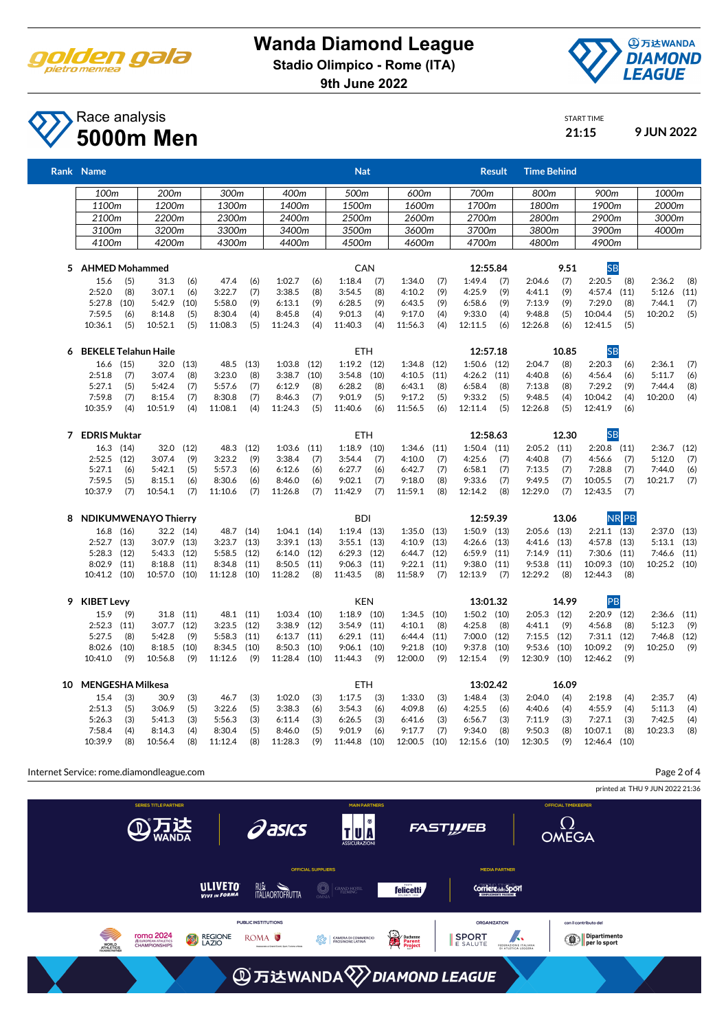# Wanda Diamond League

**Stadio Olimpico - Rome (ITA)**

**9th June 2022**

## Race analysis

# 5000m Men

START TIME **21:15** **9 JUN 2022**

| Rank | Name | Nat | Result | Time Behind | |
|---|---|---|---|---|---|

| 100m | 200m | 300m | 400m | 500m | 600m | 700m | 800m | 900m | 1000m |
|---|---|---|---|---|---|---|---|---|---|
| 1100m | 1200m | 1300m | 1400m | 1500m | 1600m | 1700m | 1800m | 1900m | 2000m |
| 2100m | 2200m | 2300m | 2400m | 2500m | 2600m | 2700m | 2800m | 2900m | 3000m |
| 3100m | 3200m | 3300m | 3400m | 3500m | 3600m | 3700m | 3800m | 3900m | 4000m |
| 4100m | 4200m | 4300m | 4400m | 4500m | 4600m | 4700m | 4800m | 4900m | |

### 5 AHMED Mohammed — CAN — 12:55.84 — 9.51 — SB

| | | | | | | | | | |
|---|---|---|---|---|---|---|---|---|---|
| 15.6 (5) | 31.3 (6) | 47.4 (6) | 1:02.7 (6) | 1:18.4 (7) | 1:34.0 (7) | 1:49.4 (7) | 2:04.6 (7) | 2:20.5 (8) | 2:36.2 (8) |
| 2:52.0 (8) | 3:07.1 (6) | 3:22.7 (7) | 3:38.5 (8) | 3:54.5 (8) | 4:10.2 (9) | 4:25.9 (9) | 4:41.1 (9) | 4:57.4 (11) | 5:12.6 (11) |
| 5:27.8 (10) | 5:42.9 (10) | 5:58.0 (9) | 6:13.1 (9) | 6:28.5 (9) | 6:43.5 (9) | 6:58.6 (9) | 7:13.9 (9) | 7:29.0 (8) | 7:44.1 (7) |
| 7:59.5 (6) | 8:14.8 (5) | 8:30.4 (4) | 8:45.8 (4) | 9:01.3 (4) | 9:17.0 (4) | 9:33.0 (4) | 9:48.8 (5) | 10:04.4 (5) | 10:20.2 (5) |
| 10:36.1 (5) | 10:52.1 (5) | 11:08.3 (5) | 11:24.3 (4) | 11:40.3 (4) | 11:56.3 (4) | 12:11.5 (6) | 12:26.8 (6) | 12:41.5 (5) | |

### 6 BEKELE Telahun Haile — ETH — 12:57.18 — 10.85 — SB

| | | | | | | | | | |
|---|---|---|---|---|---|---|---|---|---|
| 16.6 (15) | 32.0 (13) | 48.5 (13) | 1:03.8 (12) | 1:19.2 (12) | 1:34.8 (12) | 1:50.6 (12) | 2:04.7 (8) | 2:20.3 (6) | 2:36.1 (7) |
| 2:51.8 (7) | 3:07.4 (8) | 3:23.0 (8) | 3:38.7 (10) | 3:54.8 (10) | 4:10.5 (11) | 4:26.2 (11) | 4:40.8 (6) | 4:56.4 (6) | 5:11.7 (6) |
| 5:27.1 (5) | 5:42.4 (7) | 5:57.6 (7) | 6:12.9 (8) | 6:28.2 (8) | 6:43.1 (8) | 6:58.4 (8) | 7:13.8 (8) | 7:29.2 (9) | 7:44.4 (8) |
| 7:59.8 (7) | 8:15.4 (7) | 8:30.8 (7) | 8:46.3 (7) | 9:01.9 (5) | 9:17.2 (5) | 9:33.2 (5) | 9:48.5 (4) | 10:04.2 (4) | 10:20.0 (4) |
| 10:35.9 (4) | 10:51.9 (4) | 11:08.1 (4) | 11:24.3 (5) | 11:40.6 (6) | 11:56.5 (6) | 12:11.4 (5) | 12:26.8 (5) | 12:41.9 (6) | |

### 7 EDRIS Muktar — ETH — 12:58.63 — 12.30 — SB

| | | | | | | | | | |
|---|---|---|---|---|---|---|---|---|---|
| 16.3 (14) | 32.0 (12) | 48.3 (12) | 1:03.6 (11) | 1:18.9 (10) | 1:34.6 (11) | 1:50.4 (11) | 2:05.2 (11) | 2:20.8 (11) | 2:36.7 (12) |
| 2:52.5 (12) | 3:07.4 (9) | 3:23.2 (9) | 3:38.4 (7) | 3:54.4 (7) | 4:10.0 (7) | 4:25.6 (7) | 4:40.8 (7) | 4:56.6 (7) | 5:12.0 (7) |
| 5:27.1 (6) | 5:42.1 (5) | 5:57.3 (6) | 6:12.6 (6) | 6:27.7 (6) | 6:42.7 (7) | 6:58.1 (7) | 7:13.5 (7) | 7:28.8 (7) | 7:44.0 (6) |
| 7:59.5 (5) | 8:15.1 (6) | 8:30.6 (6) | 8:46.0 (6) | 9:02.1 (7) | 9:18.0 (8) | 9:33.6 (7) | 9:49.5 (7) | 10:05.5 (7) | 10:21.7 (7) |
| 10:37.9 (7) | 10:54.1 (7) | 11:10.6 (7) | 11:26.8 (7) | 11:42.9 (7) | 11:59.1 (8) | 12:14.2 (8) | 12:29.0 (7) | 12:43.5 (7) | |

### 8 NDIKUMWENAYO Thierry — BDI — 12:59.39 — 13.06 — NR PB

| | | | | | | | | | |
|---|---|---|---|---|---|---|---|---|---|
| 16.8 (16) | 32.2 (14) | 48.7 (14) | 1:04.1 (14) | 1:19.4 (13) | 1:35.0 (13) | 1:50.9 (13) | 2:05.6 (13) | 2:21.1 (13) | 2:37.0 (13) |
| 2:52.7 (13) | 3:07.9 (13) | 3:23.7 (13) | 3:39.1 (13) | 3:55.1 (13) | 4:10.9 (13) | 4:26.6 (13) | 4:41.6 (13) | 4:57.8 (13) | 5:13.1 (13) |
| 5:28.3 (12) | 5:43.3 (12) | 5:58.5 (12) | 6:14.0 (12) | 6:29.3 (12) | 6:44.7 (12) | 6:59.9 (11) | 7:14.9 (11) | 7:30.6 (11) | 7:46.6 (11) |
| 8:02.9 (11) | 8:18.8 (11) | 8:34.8 (11) | 8:50.5 (11) | 9:06.3 (11) | 9:22.1 (11) | 9:38.0 (11) | 9:53.8 (11) | 10:09.3 (10) | 10:25.2 (10) |
| 10:41.2 (10) | 10:57.0 (10) | 11:12.8 (10) | 11:28.2 (8) | 11:43.5 (8) | 11:58.9 (7) | 12:13.9 (7) | 12:29.2 (8) | 12:44.3 (8) | |

### 9 KIBET Levy — KEN — 13:01.32 — 14.99 — PB

| | | | | | | | | | |
|---|---|---|---|---|---|---|---|---|---|
| 15.9 (9) | 31.8 (11) | 48.1 (11) | 1:03.4 (10) | 1:18.9 (10) | 1:34.5 (10) | 1:50.2 (10) | 2:05.3 (12) | 2:20.9 (12) | 2:36.6 (11) |
| 2:52.3 (11) | 3:07.7 (12) | 3:23.5 (12) | 3:38.9 (12) | 3:54.9 (11) | 4:10.1 (8) | 4:25.8 (8) | 4:41.1 (9) | 4:56.8 (8) | 5:12.3 (9) |
| 5:27.5 (8) | 5:42.8 (9) | 5:58.3 (11) | 6:13.7 (11) | 6:29.1 (11) | 6:44.4 (11) | 7:00.0 (12) | 7:15.5 (12) | 7:31.1 (12) | 7:46.8 (12) |
| 8:02.6 (10) | 8:18.5 (10) | 8:34.5 (10) | 8:50.3 (10) | 9:06.1 (10) | 9:21.8 (10) | 9:37.8 (10) | 9:53.6 (10) | 10:09.2 (9) | 10:25.0 (9) |
| 10:41.0 (9) | 10:56.8 (9) | 11:12.6 (9) | 11:28.4 (10) | 11:44.3 (9) | 12:00.0 (9) | 12:15.4 (9) | 12:30.9 (10) | 12:46.2 (9) | |

### 10 MENGESHA Milkesa — ETH — 13:02.42 — 16.09

| | | | | | | | | | |
|---|---|---|---|---|---|---|---|---|---|
| 15.4 (3) | 30.9 (3) | 46.7 (3) | 1:02.0 (3) | 1:17.5 (3) | 1:33.0 (3) | 1:48.4 (3) | 2:04.0 (4) | 2:19.8 (4) | 2:35.7 (4) |
| 2:51.3 (5) | 3:06.9 (5) | 3:22.6 (5) | 3:38.3 (6) | 3:54.3 (6) | 4:09.8 (6) | 4:25.5 (6) | 4:40.6 (4) | 4:55.9 (4) | 5:11.3 (4) |
| 5:26.3 (3) | 5:41.3 (3) | 5:56.3 (3) | 6:11.4 (3) | 6:26.5 (3) | 6:41.6 (3) | 6:56.7 (3) | 7:11.9 (3) | 7:27.1 (3) | 7:42.5 (4) |
| 7:58.4 (4) | 8:14.3 (4) | 8:30.4 (5) | 8:46.0 (5) | 9:01.9 (6) | 9:17.7 (7) | 9:34.0 (8) | 9:50.3 (8) | 10:07.1 (8) | 10:23.3 (8) |
| 10:39.9 (8) | 10:56.4 (8) | 11:12.4 (8) | 11:28.3 (9) | 11:44.8 (10) | 12:00.5 (10) | 12:15.6 (10) | 12:30.5 (9) | 12:46.4 (10) | |

Internet Service: rome.diamondleague.com

printed at THU 9 JUN 2022 21:36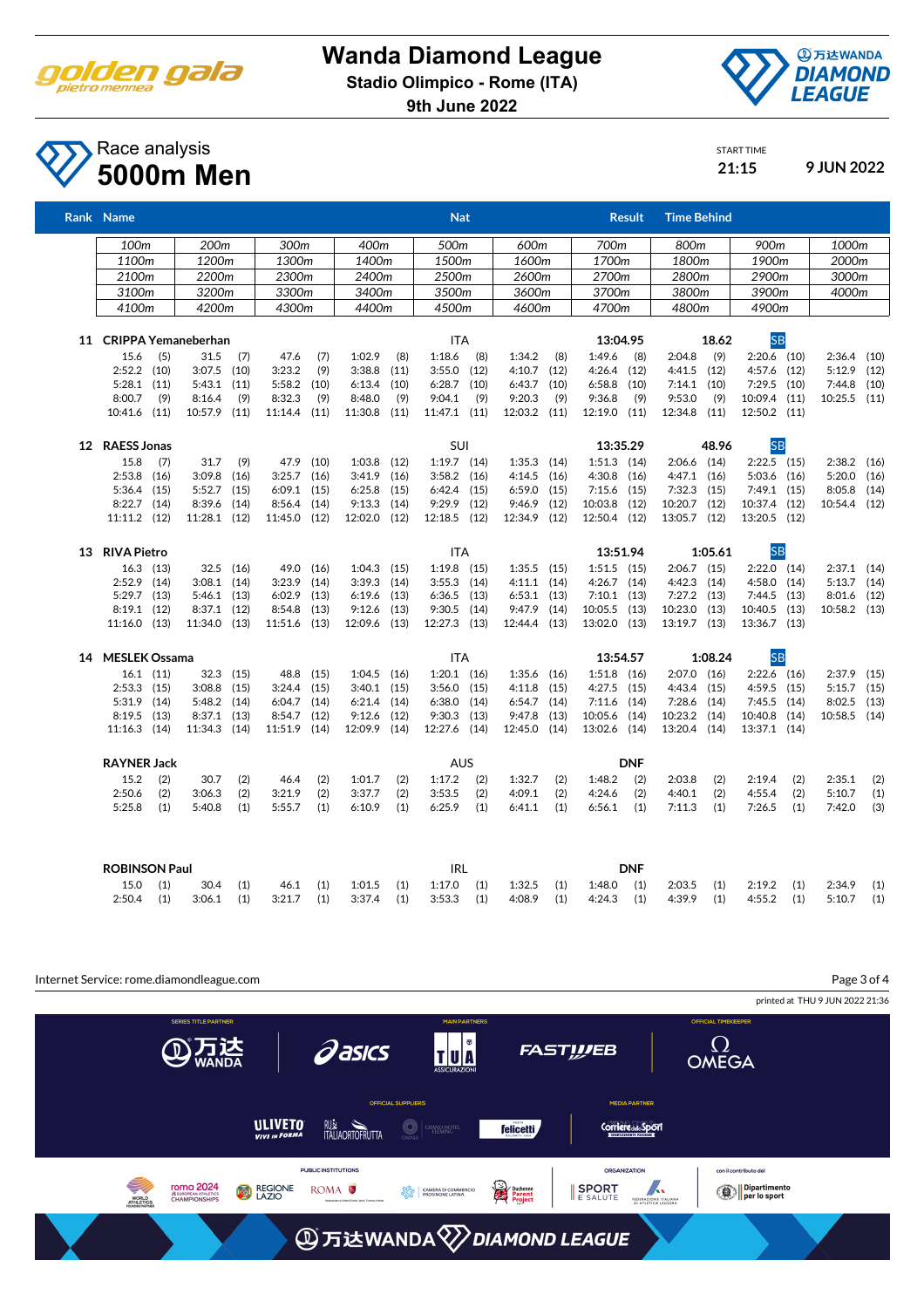# Wanda Diamond League

**Stadio Olimpico - Rome (ITA)**

**9th June 2022**

## Race analysis

# 5000m Men

START TIME **21:15** **9 JUN 2022**

| Rank | Name | Nat | Result | Time Behind | |
|---|---|---|---|---|---|

| 100m | 200m | 300m | 400m | 500m | 600m | 700m | 800m | 900m | 1000m |
|---|---|---|---|---|---|---|---|---|---|
| 1100m | 1200m | 1300m | 1400m | 1500m | 1600m | 1700m | 1800m | 1900m | 2000m |
| 2100m | 2200m | 2300m | 2400m | 2500m | 2600m | 2700m | 2800m | 2900m | 3000m |
| 3100m | 3200m | 3300m | 3400m | 3500m | 3600m | 3700m | 3800m | 3900m | 4000m |
| 4100m | 4200m | 4300m | 4400m | 4500m | 4600m | 4700m | 4800m | 4900m | |

**11 CRIPPA Yemaneberhan** — ITA — 13:04.95 — 18.62 — SB

| | | | | | | | | | |
|---|---|---|---|---|---|---|---|---|---|
| 15.6 (5) | 31.5 (7) | 47.6 (7) | 1:02.9 (8) | 1:18.6 (8) | 1:34.2 (8) | 1:49.6 (8) | 2:04.8 (9) | 2:20.6 (10) | 2:36.4 (10) |
| 2:52.2 (10) | 3:07.5 (10) | 3:23.2 (9) | 3:38.8 (11) | 3:55.0 (12) | 4:10.7 (12) | 4:26.4 (12) | 4:41.5 (12) | 4:57.6 (12) | 5:12.9 (12) |
| 5:28.1 (11) | 5:43.1 (11) | 5:58.2 (10) | 6:13.4 (10) | 6:28.7 (10) | 6:43.7 (10) | 6:58.8 (10) | 7:14.1 (10) | 7:29.5 (10) | 7:44.8 (10) |
| 8:00.7 (9) | 8:16.4 (9) | 8:32.3 (9) | 8:48.0 (9) | 9:04.1 (9) | 9:20.3 (9) | 9:36.8 (9) | 9:53.0 (9) | 10:09.4 (11) | 10:25.5 (11) |
| 10:41.6 (11) | 10:57.9 (11) | 11:14.4 (11) | 11:30.8 (11) | 11:47.1 (11) | 12:03.2 (11) | 12:19.0 (11) | 12:34.8 (11) | 12:50.2 (11) | |

**12 RAESS Jonas** — SUI — 13:35.29 — 48.96 — SB

| | | | | | | | | | |
|---|---|---|---|---|---|---|---|---|---|
| 15.8 (7) | 31.7 (9) | 47.9 (10) | 1:03.8 (12) | 1:19.7 (14) | 1:35.3 (14) | 1:51.3 (14) | 2:06.6 (14) | 2:22.5 (15) | 2:38.2 (16) |
| 2:53.8 (16) | 3:09.8 (16) | 3:25.7 (16) | 3:41.9 (16) | 3:58.2 (16) | 4:14.5 (16) | 4:30.8 (16) | 4:47.1 (16) | 5:03.6 (16) | 5:20.0 (16) |
| 5:36.4 (15) | 5:52.7 (15) | 6:09.1 (15) | 6:25.8 (15) | 6:42.4 (15) | 6:59.0 (15) | 7:15.6 (15) | 7:32.3 (15) | 7:49.1 (15) | 8:05.8 (14) |
| 8:22.7 (14) | 8:39.6 (14) | 8:56.4 (14) | 9:13.3 (14) | 9:29.9 (12) | 9:46.9 (12) | 10:03.8 (12) | 10:20.7 (12) | 10:37.4 (12) | 10:54.4 (12) |
| 11:11.2 (12) | 11:28.1 (12) | 11:45.0 (12) | 12:02.0 (12) | 12:18.5 (12) | 12:34.9 (12) | 12:50.4 (12) | 13:05.7 (12) | 13:20.5 (12) | |

**13 RIVA Pietro** — ITA — 13:51.94 — 1:05.61 — SB

| | | | | | | | | | |
|---|---|---|---|---|---|---|---|---|---|
| 16.3 (13) | 32.5 (16) | 49.0 (16) | 1:04.3 (15) | 1:19.8 (15) | 1:35.5 (15) | 1:51.5 (15) | 2:06.7 (15) | 2:22.0 (14) | 2:37.1 (14) |
| 2:52.9 (14) | 3:08.1 (14) | 3:23.9 (14) | 3:39.3 (14) | 3:55.3 (14) | 4:11.1 (14) | 4:26.7 (14) | 4:42.3 (14) | 4:58.0 (14) | 5:13.7 (14) |
| 5:29.7 (13) | 5:46.1 (13) | 6:02.9 (13) | 6:19.6 (13) | 6:36.5 (13) | 6:53.1 (13) | 7:10.1 (13) | 7:27.2 (13) | 7:44.5 (13) | 8:01.6 (12) |
| 8:19.1 (12) | 8:37.1 (12) | 8:54.8 (13) | 9:12.6 (13) | 9:30.5 (14) | 9:47.9 (14) | 10:05.5 (13) | 10:23.0 (13) | 10:40.5 (13) | 10:58.2 (13) |
| 11:16.0 (13) | 11:34.0 (13) | 11:51.6 (13) | 12:09.6 (13) | 12:27.3 (13) | 12:44.4 (13) | 13:02.0 (13) | 13:19.7 (13) | 13:36.7 (13) | |

**14 MESLEK Ossama** — ITA — 13:54.57 — 1:08.24 — SB

| | | | | | | | | | |
|---|---|---|---|---|---|---|---|---|---|
| 16.1 (11) | 32.3 (15) | 48.8 (15) | 1:04.5 (16) | 1:20.1 (16) | 1:35.6 (16) | 1:51.8 (16) | 2:07.0 (16) | 2:22.6 (16) | 2:37.9 (15) |
| 2:53.3 (15) | 3:08.8 (15) | 3:24.4 (15) | 3:40.1 (15) | 3:56.0 (15) | 4:11.8 (15) | 4:27.5 (15) | 4:43.4 (15) | 4:59.5 (15) | 5:15.7 (15) |
| 5:31.9 (14) | 5:48.2 (14) | 6:04.7 (14) | 6:21.4 (14) | 6:38.0 (14) | 6:54.7 (14) | 7:11.6 (14) | 7:28.6 (14) | 7:45.5 (14) | 8:02.5 (13) |
| 8:19.5 (13) | 8:37.1 (13) | 8:54.7 (12) | 9:12.6 (12) | 9:30.3 (13) | 9:47.8 (13) | 10:05.6 (14) | 10:23.2 (14) | 10:40.8 (14) | 10:58.5 (14) |
| 11:16.3 (14) | 11:34.3 (14) | 11:51.9 (14) | 12:09.9 (14) | 12:27.6 (14) | 12:45.0 (14) | 13:02.6 (14) | 13:20.4 (14) | 13:37.1 (14) | |

**RAYNER Jack** — AUS — DNF

| | | | | | | | | | |
|---|---|---|---|---|---|---|---|---|---|
| 15.2 (2) | 30.7 (2) | 46.4 (2) | 1:01.7 (2) | 1:17.2 (2) | 1:32.7 (2) | 1:48.2 (2) | 2:03.8 (2) | 2:19.4 (2) | 2:35.1 (2) |
| 2:50.6 (2) | 3:06.3 (2) | 3:21.9 (2) | 3:37.7 (2) | 3:53.5 (2) | 4:09.1 (2) | 4:24.6 (2) | 4:40.1 (2) | 4:55.4 (2) | 5:10.7 (1) |
| 5:25.8 (1) | 5:40.8 (1) | 5:55.7 (1) | 6:10.9 (1) | 6:25.9 (1) | 6:41.1 (1) | 6:56.1 (1) | 7:11.3 (1) | 7:26.5 (1) | 7:42.0 (3) |

**ROBINSON Paul** — IRL — DNF

| | | | | | | | | | |
|---|---|---|---|---|---|---|---|---|---|
| 15.0 (1) | 30.4 (1) | 46.1 (1) | 1:01.5 (1) | 1:17.0 (1) | 1:32.5 (1) | 1:48.0 (1) | 2:03.5 (1) | 2:19.2 (1) | 2:34.9 (1) |
| 2:50.4 (1) | 3:06.1 (1) | 3:21.7 (1) | 3:37.4 (1) | 3:53.3 (1) | 4:08.9 (1) | 4:24.3 (1) | 4:39.9 (1) | 4:55.2 (1) | 5:10.7 (1) |

Internet Service: rome.diamondleague.com

printed at THU 9 JUN 2022 21:36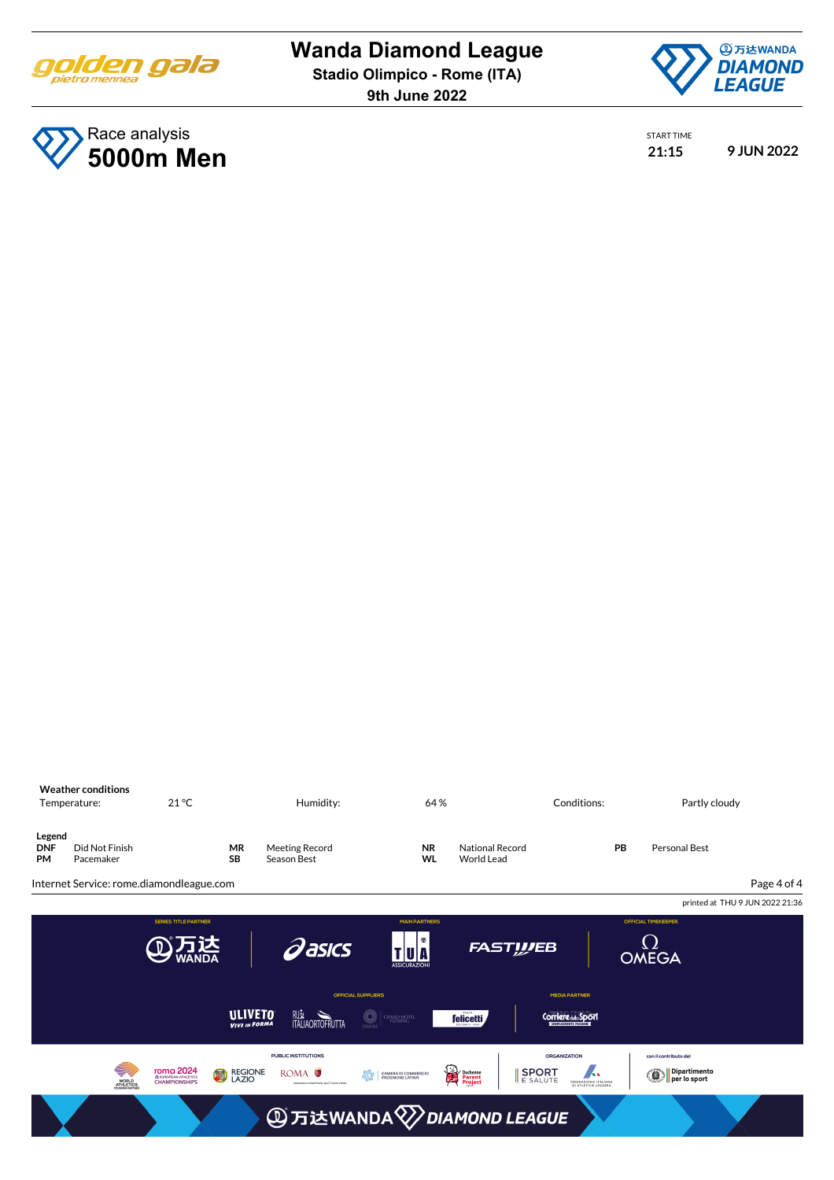# Wanda Diamond League

**Stadio Olimpico - Rome (ITA)**

**9th June 2022**

## Race analysis

# 5000m Men

START TIME

**21:15** **9 JUN 2022**

**Weather conditions**

| | | | | | |
|---|---|---|---|---|---|
| Temperature: | 21 °C | Humidity: | 64 % | Conditions: | Partly cloudy |

**Legend**

| | | | | | | | |
|---|---|---|---|---|---|---|---|
| **DNF** | Did Not Finish | **MR** | Meeting Record | **NR** | National Record | **PB** | Personal Best |
| **PM** | Pacemaker | **SB** | Season Best | **WL** | World Lead | | |

Internet Service: rome.diamondleague.com

printed at THU 9 JUN 2022 21:36